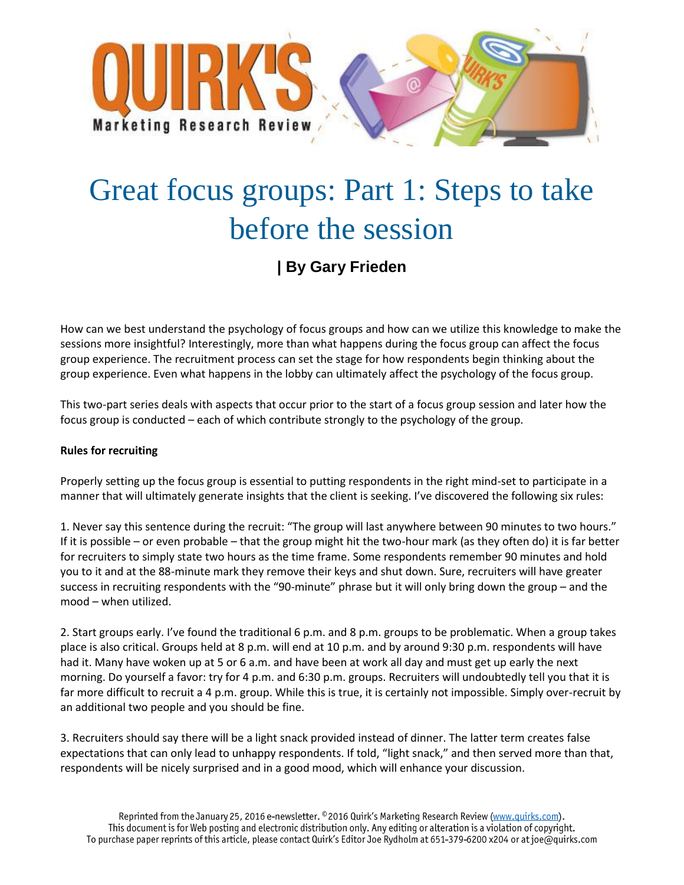# Great focus groups: Part 1: Steps to take before the session

**| By Gary Frieden**

How can we best understand the psychology of focus groups and how can we utilize this knowledge to make the sessions more insightful? Interestingly, more than what happens during the focus group can affect the focus group experience. The recruitment process can set the stage for how respondents begin thinking about the group experience. Even what happens in the lobby can ultimately affect the psychology of the focus group.

This two-part series deals with aspects that occur prior to the start of a focus group session and later how the focus group is conducted – each of which contribute strongly to the psychology of the group.

**Rules for recruiting**

Properly setting up the focus group is essential to putting respondents in the right mind-set to participate in a manner that will ultimately generate insights that the client is seeking. I've discovered the following six rules:

1. Never say this sentence during the recruit: "The group will last anywhere between 90 minutes to two hours." If it is possible – or even probable – that the group might hit the two-hour mark (as they often do) it is far better for recruiters to simply state two hours as the time frame. Some respondents remember 90 minutes and hold you to it and at the 88-minute mark they remove their keys and shut down. Sure, recruiters will have greater success in recruiting respondents with the "90-minute" phrase but it will only bring down the group – and the mood – when utilized.

2. Start groups early. I've found the traditional 6 p.m. and 8 p.m. groups to be problematic. When a group takes place is also critical. Groups held at 8 p.m. will end at 10 p.m. and by around 9:30 p.m. respondents will have had it. Many have woken up at 5 or 6 a.m. and have been at work all day and must get up early the next morning. Do yourself a favor: try for 4 p.m. and 6:30 p.m. groups. Recruiters will undoubtedly tell you that it is far more difficult to recruit a 4 p.m. group. While this is true, it is certainly not impossible. Simply over-recruit by an additional two people and you should be fine.

3. Recruiters should say there will be a light snack provided instead of dinner. The latter term creates false expectations that can only lead to unhappy respondents. If told, "light snack," and then served more than that, respondents will be nicely surprised and in a good mood, which will enhance your discussion.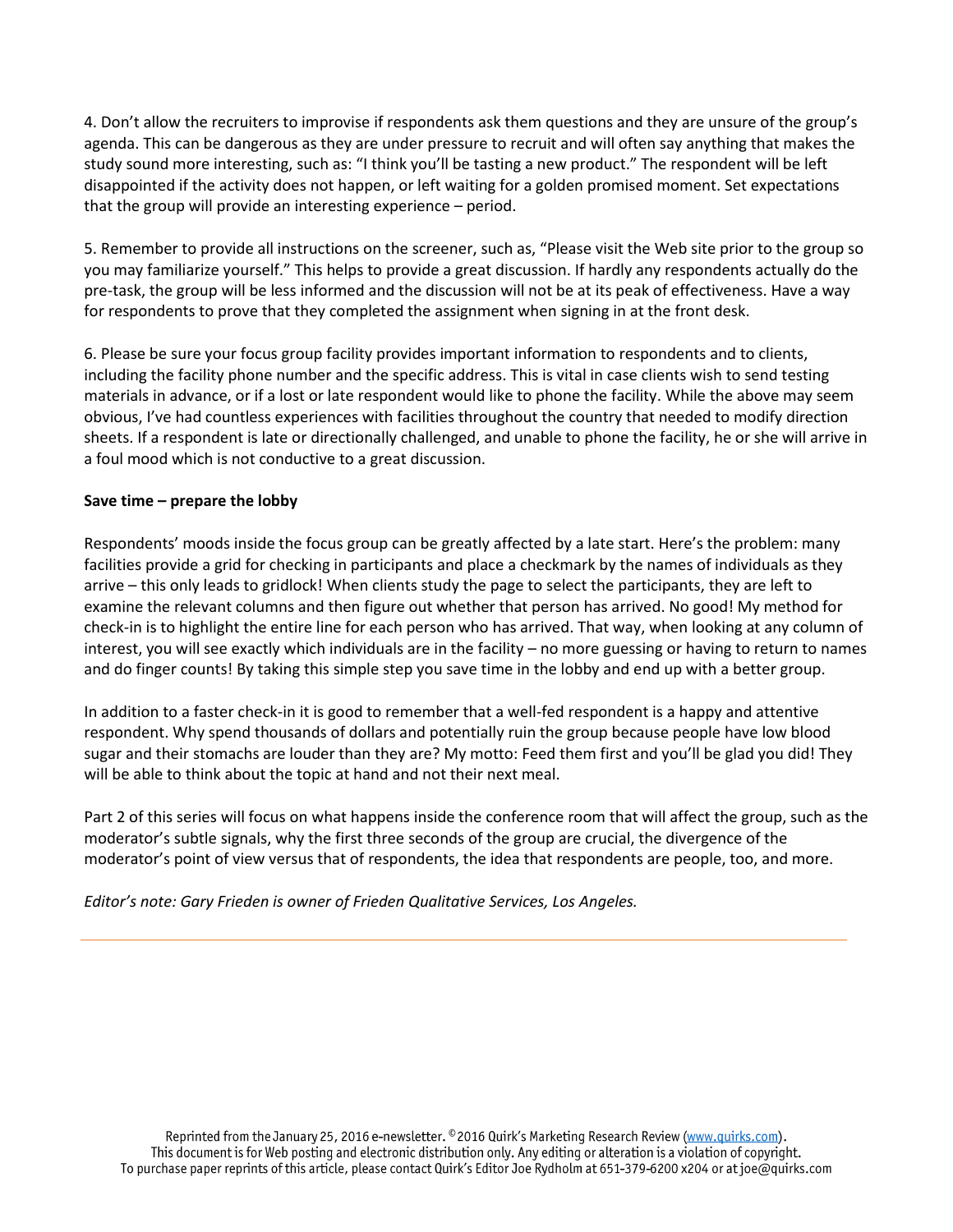4. Don't allow the recruiters to improvise if respondents ask them questions and they are unsure of the group's agenda. This can be dangerous as they are under pressure to recruit and will often say anything that makes the study sound more interesting, such as: "I think you'll be tasting a new product." The respondent will be left disappointed if the activity does not happen, or left waiting for a golden promised moment. Set expectations that the group will provide an interesting experience – period.

5. Remember to provide all instructions on the screener, such as, "Please visit the Web site prior to the group so you may familiarize yourself." This helps to provide a great discussion. If hardly any respondents actually do the pre-task, the group will be less informed and the discussion will not be at its peak of effectiveness. Have a way for respondents to prove that they completed the assignment when signing in at the front desk.

6. Please be sure your focus group facility provides important information to respondents and to clients, including the facility phone number and the specific address. This is vital in case clients wish to send testing materials in advance, or if a lost or late respondent would like to phone the facility. While the above may seem obvious, I've had countless experiences with facilities throughout the country that needed to modify direction sheets. If a respondent is late or directionally challenged, and unable to phone the facility, he or she will arrive in a foul mood which is not conductive to a great discussion.

**Save time – prepare the lobby**

Respondents' moods inside the focus group can be greatly affected by a late start. Here's the problem: many facilities provide a grid for checking in participants and place a checkmark by the names of individuals as they arrive – this only leads to gridlock! When clients study the page to select the participants, they are left to examine the relevant columns and then figure out whether that person has arrived. No good! My method for check-in is to highlight the entire line for each person who has arrived. That way, when looking at any column of interest, you will see exactly which individuals are in the facility – no more guessing or having to return to names and do finger counts! By taking this simple step you save time in the lobby and end up with a better group.

In addition to a faster check-in it is good to remember that a well-fed respondent is a happy and attentive respondent. Why spend thousands of dollars and potentially ruin the group because people have low blood sugar and their stomachs are louder than they are? My motto: Feed them first and you'll be glad you did! They will be able to think about the topic at hand and not their next meal.

Part 2 of this series will focus on what happens inside the conference room that will affect the group, such as the moderator's subtle signals, why the first three seconds of the group are crucial, the divergence of the moderator's point of view versus that of respondents, the idea that respondents are people, too, and more.

*Editor's note: Gary Frieden is owner of Frieden Qualitative Services, Los Angeles.*

Reprinted from the January 25, 2016 e-newsletter. © 2016 Quirk's Marketing Research Review (www.quirks.com).
This document is for Web posting and electronic distribution only. Any editing or alteration is a violation of copyright.
To purchase paper reprints of this article, please contact Quirk's Editor Joe Rydholm at 651-379-6200 x204 or at joe@quirks.com